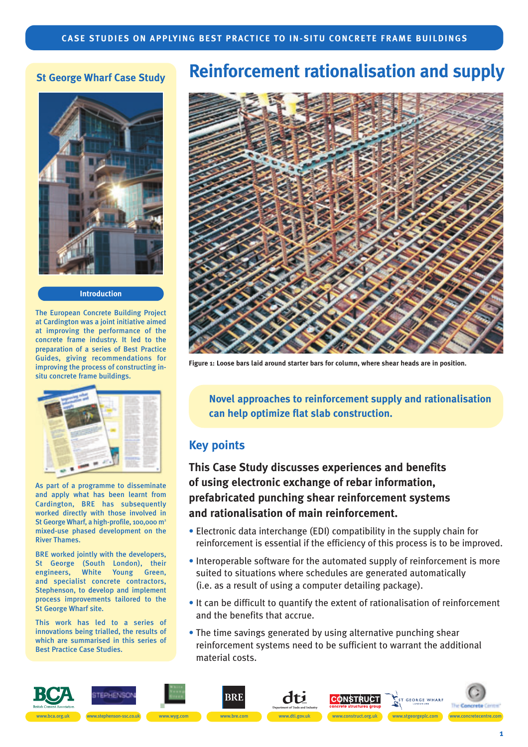CASE STUDIES ON APPLYING BEST PRACTICE TO IN-SITU CONCRETE FRAME BUILDINGS

# Reinforcement rationalisation and supply

## St George Wharf Case Study

### Introduction

The European Concrete Building Project at Cardington was a joint initiative aimed at improving the performance of the concrete frame industry. It led to the preparation of a series of Best Practice Guides, giving recommendations for improving the process of constructing in-situ concrete frame buildings.

As part of a programme to disseminate and apply what has been learnt from Cardington, BRE has subsequently worked directly with those involved in St George Wharf, a high-profile, 100,000 m² mixed-use phased development on the River Thames.

BRE worked jointly with the developers, St George (South London), their engineers, White Young Green, and specialist concrete contractors, Stephenson, to develop and implement process improvements tailored to the St George Wharf site.

This work has led to a series of innovations being trialled, the results of which are summarised in this series of Best Practice Case Studies.

Figure 1: Loose bars laid around starter bars for column, where shear heads are in position.

**Novel approaches to reinforcement supply and rationalisation can help optimize flat slab construction.**

## Key points

**This Case Study discusses experiences and benefits of using electronic exchange of rebar information, prefabricated punching shear reinforcement systems and rationalisation of main reinforcement.**

- Electronic data interchange (EDI) compatibility in the supply chain for reinforcement is essential if the efficiency of this process is to be improved.
- Interoperable software for the automated supply of reinforcement is more suited to situations where schedules are generated automatically (i.e. as a result of using a computer detailing package).
- It can be difficult to quantify the extent of rationalisation of reinforcement and the benefits that accrue.
- The time savings generated by using alternative punching shear reinforcement systems need to be sufficient to warrant the additional material costs.

www.bca.org.uk | www.stephenson-ssc.co.uk | www.wyg.com | www.bre.com | www.dti.gov.uk | www.construct.org.uk | www.stgeorgeplc.com | www.concretecentre.com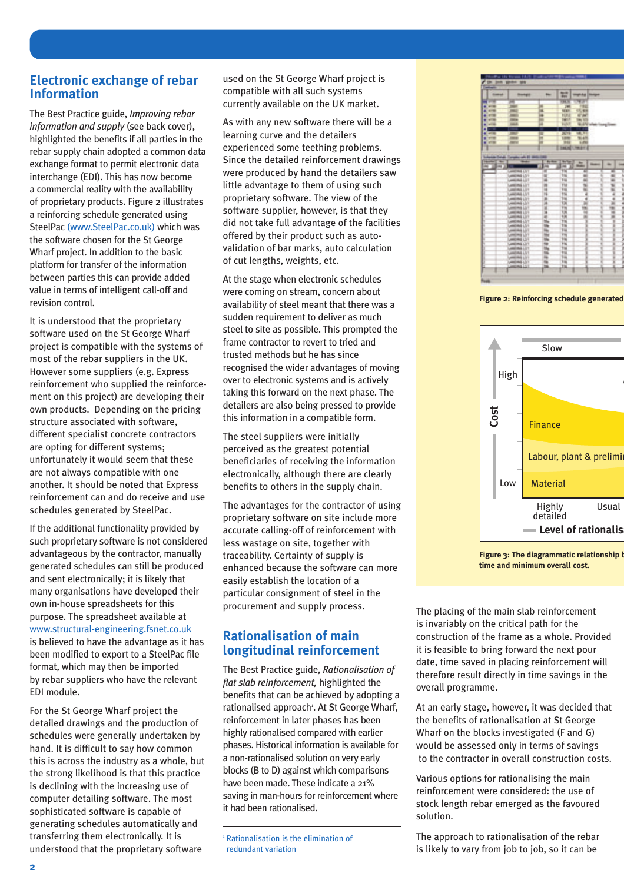## Electronic exchange of rebar Information

The Best Practice guide, *Improving rebar information and supply* (see back cover), highlighted the benefits if all parties in the rebar supply chain adopted a common data exchange format to permit electronic data interchange (EDI). This has now become a commercial reality with the availability of proprietary products. Figure 2 illustrates a reinforcing schedule generated using SteelPac (www.SteelPac.co.uk) which was the software chosen for the St George Wharf project. In addition to the basic platform for transfer of the information between parties this can provide added value in terms of intelligent call-off and revision control.

It is understood that the proprietary software used on the St George Wharf project is compatible with the systems of most of the rebar suppliers in the UK. However some suppliers (e.g. Express reinforcement who supplied the reinforcement on this project) are developing their own products. Depending on the pricing structure associated with software, different specialist concrete contractors are opting for different systems; unfortunately it would seem that these are not always compatible with one another. It should be noted that Express reinforcement can and do receive and use schedules generated by SteelPac.

If the additional functionality provided by such proprietary software is not considered advantageous by the contractor, manually generated schedules can still be produced and sent electronically; it is likely that many organisations have developed their own in-house spreadsheets for this purpose. The spreadsheet available at www.structural-engineering.fsnet.co.uk is believed to have the advantage as it has been modified to export to a SteelPac file format, which may then be imported by rebar suppliers who have the relevant EDI module.

For the St George Wharf project the detailed drawings and the production of schedules were generally undertaken by hand. It is difficult to say how common this is across the industry as a whole, but the strong likelihood is that this practice is declining with the increasing use of computer detailing software. The most sophisticated software is capable of generating schedules automatically and transferring them electronically. It is understood that the proprietary software used on the St George Wharf project is compatible with all such systems currently available on the UK market.

As with any new software there will be a learning curve and the detailers experienced some teething problems. Since the detailed reinforcement drawings were produced by hand the detailers saw little advantage to them of using such proprietary software. The view of the software supplier, however, is that they did not take full advantage of the facilities offered by their product such as auto-validation of bar marks, auto calculation of cut lengths, weights, etc.

At the stage when electronic schedules were coming on stream, concern about availability of steel meant that there was a sudden requirement to deliver as much steel to site as possible. This prompted the frame contractor to revert to tried and trusted methods but he has since recognised the wider advantages of moving over to electronic systems and is actively taking this forward on the next phase. The detailers are also being pressed to provide this information in a compatible form.

The steel suppliers were initially perceived as the greatest potential beneficiaries of receiving the information electronically, although there are clearly benefits to others in the supply chain.

The advantages for the contractor of using proprietary software on site include more accurate calling-off of reinforcement with less wastage on site, together with traceability. Certainty of supply is enhanced because the software can more easily establish the location of a particular consignment of steel in the procurement and supply process.

## Rationalisation of main longitudinal reinforcement

The Best Practice guide, *Rationalisation of flat slab reinforcement,* highlighted the benefits that can be achieved by adopting a rationalised approach[1]. At St George Wharf, reinforcement in later phases has been highly rationalised compared with earlier phases. Historical information is available for a non-rationalised solution on very early blocks (B to D) against which comparisons have been made. These indicate a 21% saving in man-hours for reinforcement where it had been rationalised.

[1] Rationalisation is the elimination of redundant variation

Figure 2: Reinforcing schedule generated

Figure 3: The diagrammatic relationship b time and minimum overall cost.

The placing of the main slab reinforcement is invariably on the critical path for the construction of the frame as a whole. Provided it is feasible to bring forward the next pour date, time saved in placing reinforcement will therefore result directly in time savings in the overall programme.

At an early stage, however, it was decided that the benefits of rationalisation at St George Wharf on the blocks investigated (F and G) would be assessed only in terms of savings to the contractor in overall construction costs.

Various options for rationalising the main reinforcement were considered: the use of stock length rebar emerged as the favoured solution.

The approach to rationalisation of the rebar is likely to vary from job to job, so it can be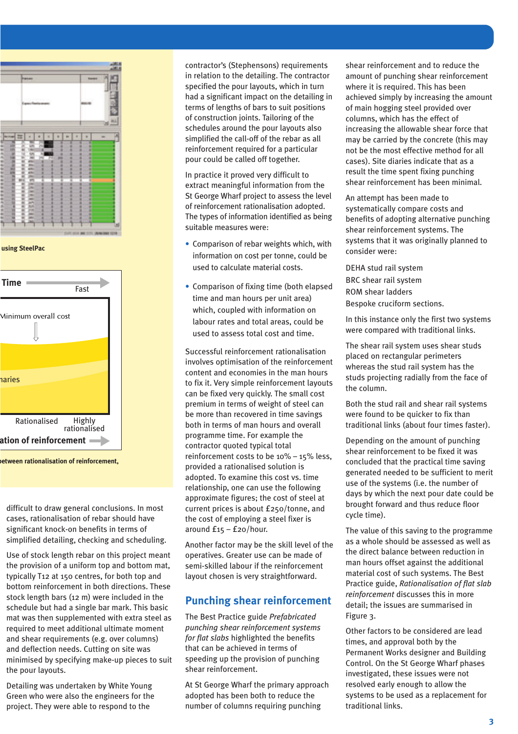using SteelPac

Time — Fast

Minimum overall cost

naries

Rationalised — Highly rationalised

ation of reinforcement

etween rationalisation of reinforcement,

difficult to draw general conclusions. In most cases, rationalisation of rebar should have significant knock-on benefits in terms of simplified detailing, checking and scheduling.

Use of stock length rebar on this project meant the provision of a uniform top and bottom mat, typically T12 at 150 centres, for both top and bottom reinforcement in both directions. These stock length bars (12 m) were included in the schedule but had a single bar mark. This basic mat was then supplemented with extra steel as required to meet additional ultimate moment and shear requirements (e.g. over columns) and deflection needs. Cutting on site was minimised by specifying make-up pieces to suit the pour layouts.

Detailing was undertaken by White Young Green who were also the engineers for the project. They were able to respond to the contractor's (Stephensons) requirements in relation to the detailing. The contractor specified the pour layouts, which in turn had a significant impact on the detailing in terms of lengths of bars to suit positions of construction joints. Tailoring of the schedules around the pour layouts also simplified the call-off of the rebar as all reinforcement required for a particular pour could be called off together.

In practice it proved very difficult to extract meaningful information from the St George Wharf project to assess the level of reinforcement rationalisation adopted. The types of information identified as being suitable measures were:

- Comparison of rebar weights which, with information on cost per tonne, could be used to calculate material costs.
- Comparison of fixing time (both elapsed time and man hours per unit area) which, coupled with information on labour rates and total areas, could be used to assess total cost and time.

Successful reinforcement rationalisation involves optimisation of the reinforcement content and economies in the man hours to fix it. Very simple reinforcement layouts can be fixed very quickly. The small cost premium in terms of weight of steel can be more than recovered in time savings both in terms of man hours and overall programme time. For example the contractor quoted typical total reinforcement costs to be 10% – 15% less, provided a rationalised solution is adopted. To examine this cost vs. time relationship, one can use the following approximate figures; the cost of steel at current prices is about £250/tonne, and the cost of employing a steel fixer is around £15 – £20/hour.

Another factor may be the skill level of the operatives. Greater use can be made of semi-skilled labour if the reinforcement layout chosen is very straightforward.

## Punching shear reinforcement

The Best Practice guide *Prefabricated punching shear reinforcement systems for flat slabs* highlighted the benefits that can be achieved in terms of speeding up the provision of punching shear reinforcement.

At St George Wharf the primary approach adopted has been both to reduce the number of columns requiring punching shear reinforcement and to reduce the amount of punching shear reinforcement where it is required. This has been achieved simply by increasing the amount of main hogging steel provided over columns, which has the effect of increasing the allowable shear force that may be carried by the concrete (this may not be the most effective method for all cases). Site diaries indicate that as a result the time spent fixing punching shear reinforcement has been minimal.

An attempt has been made to systematically compare costs and benefits of adopting alternative punching shear reinforcement systems. The systems that it was originally planned to consider were:

DEHA stud rail system
BRC shear rail system
ROM shear ladders
Bespoke cruciform sections.

In this instance only the first two systems were compared with traditional links.

The shear rail system uses shear studs placed on rectangular perimeters whereas the stud rail system has the studs projecting radially from the face of the column.

Both the stud rail and shear rail systems were found to be quicker to fix than traditional links (about four times faster).

Depending on the amount of punching shear reinforcement to be fixed it was concluded that the practical time saving generated needed to be sufficient to merit use of the systems (i.e. the number of days by which the next pour date could be brought forward and thus reduce floor cycle time).

The value of this saving to the programme as a whole should be assessed as well as the direct balance between reduction in man hours offset against the additional material cost of such systems. The Best Practice guide, *Rationalisation of flat slab reinforcement* discusses this in more detail; the issues are summarised in Figure 3.

Other factors to be considered are lead times, and approval both by the Permanent Works designer and Building Control. On the St George Wharf phases investigated, these issues were not resolved early enough to allow the systems to be used as a replacement for traditional links.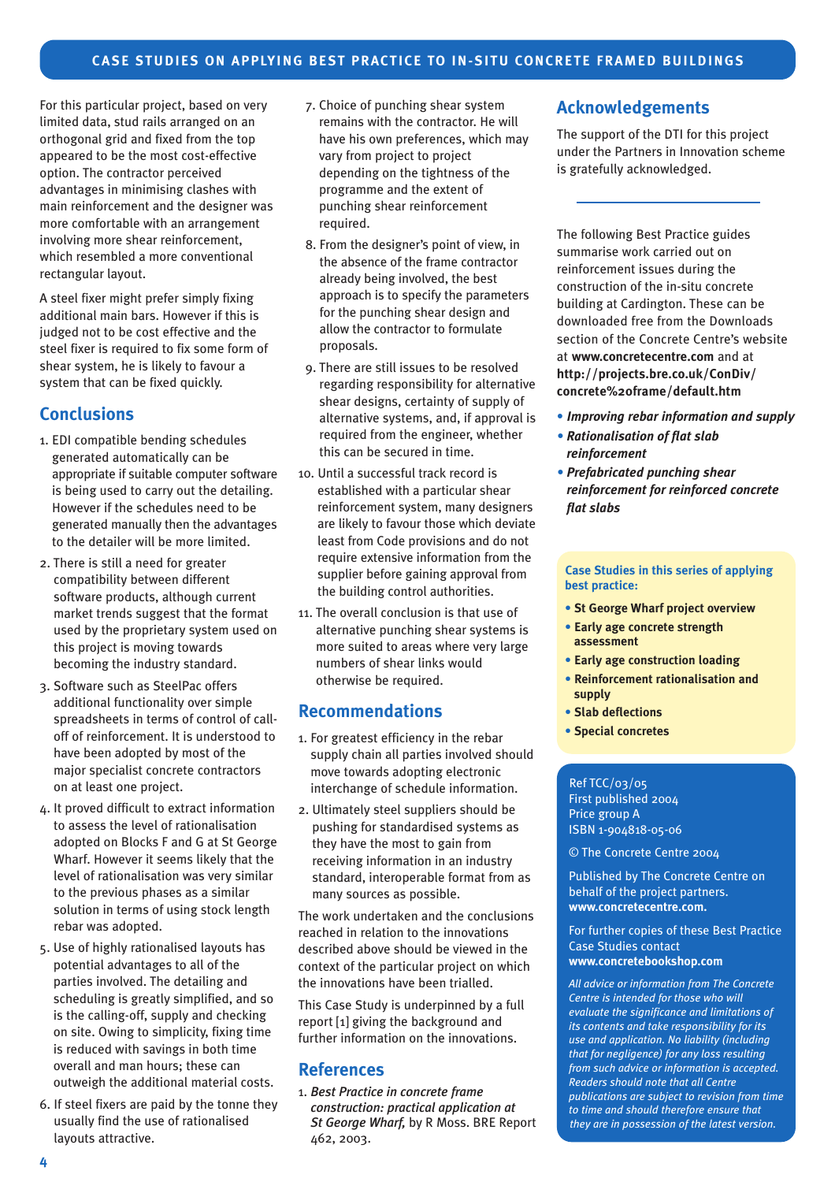For this particular project, based on very limited data, stud rails arranged on an orthogonal grid and fixed from the top appeared to be the most cost-effective option. The contractor perceived advantages in minimising clashes with main reinforcement and the designer was more comfortable with an arrangement involving more shear reinforcement, which resembled a more conventional rectangular layout.

A steel fixer might prefer simply fixing additional main bars. However if this is judged not to be cost effective and the steel fixer is required to fix some form of shear system, he is likely to favour a system that can be fixed quickly.

## Conclusions

1. EDI compatible bending schedules generated automatically can be appropriate if suitable computer software is being used to carry out the detailing. However if the schedules need to be generated manually then the advantages to the detailer will be more limited.
2. There is still a need for greater compatibility between different software products, although current market trends suggest that the format used by the proprietary system used on this project is moving towards becoming the industry standard.
3. Software such as SteelPac offers additional functionality over simple spreadsheets in terms of control of call-off of reinforcement. It is understood to have been adopted by most of the major specialist concrete contractors on at least one project.
4. It proved difficult to extract information to assess the level of rationalisation adopted on Blocks F and G at St George Wharf. However it seems likely that the level of rationalisation was very similar to the previous phases as a similar solution in terms of using stock length rebar was adopted.
5. Use of highly rationalised layouts has potential advantages to all of the parties involved. The detailing and scheduling is greatly simplified, and so is the calling-off, supply and checking on site. Owing to simplicity, fixing time is reduced with savings in both time overall and man hours; these can outweigh the additional material costs.
6. If steel fixers are paid by the tonne they usually find the use of rationalised layouts attractive.
7. Choice of punching shear system remains with the contractor. He will have his own preferences, which may vary from project to project depending on the tightness of the programme and the extent of punching shear reinforcement required.
8. From the designer's point of view, in the absence of the frame contractor already being involved, the best approach is to specify the parameters for the punching shear design and allow the contractor to formulate proposals.
9. There are still issues to be resolved regarding responsibility for alternative shear designs, certainty of supply of alternative systems, and, if approval is required from the engineer, whether this can be secured in time.
10. Until a successful track record is established with a particular shear reinforcement system, many designers are likely to favour those which deviate least from Code provisions and do not require extensive information from the supplier before gaining approval from the building control authorities.
11. The overall conclusion is that use of alternative punching shear systems is more suited to areas where very large numbers of shear links would otherwise be required.

## Recommendations

1. For greatest efficiency in the rebar supply chain all parties involved should move towards adopting electronic interchange of schedule information.
2. Ultimately steel suppliers should be pushing for standardised systems as they have the most to gain from receiving information in an industry standard, interoperable format from as many sources as possible.

The work undertaken and the conclusions reached in relation to the innovations described above should be viewed in the context of the particular project on which the innovations have been trialled.

This Case Study is underpinned by a full report [1] giving the background and further information on the innovations.

## References

1. *Best Practice in concrete frame construction: practical application at St George Wharf,* by R Moss. BRE Report 462, 2003.

## Acknowledgements

The support of the DTI for this project under the Partners in Innovation scheme is gratefully acknowledged.

---

The following Best Practice guides summarise work carried out on reinforcement issues during the construction of the in-situ concrete building at Cardington. These can be downloaded free from the Downloads section of the Concrete Centre's website at **www.concretecentre.com** and at **http://projects.bre.co.uk/ConDiv/concrete%20frame/default.htm**

- ***Improving rebar information and supply***
- ***Rationalisation of flat slab reinforcement***
- ***Prefabricated punching shear reinforcement for reinforced concrete flat slabs***

**Case Studies in this series of applying best practice:**

- **St George Wharf project overview**
- **Early age concrete strength assessment**
- **Early age construction loading**
- **Reinforcement rationalisation and supply**
- **Slab deflections**
- **Special concretes**

Ref TCC/03/05
First published 2004
Price group A
ISBN 1-904818-05-06

© The Concrete Centre 2004

Published by The Concrete Centre on behalf of the project partners.
**www.concretecentre.com.**

For further copies of these Best Practice Case Studies contact
**www.concretebookshop.com**

*All advice or information from The Concrete Centre is intended for those who will evaluate the significance and limitations of its contents and take responsibility for its use and application. No liability (including that for negligence) for any loss resulting from such advice or information is accepted. Readers should note that all Centre publications are subject to revision from time to time and should therefore ensure that they are in possession of the latest version.*